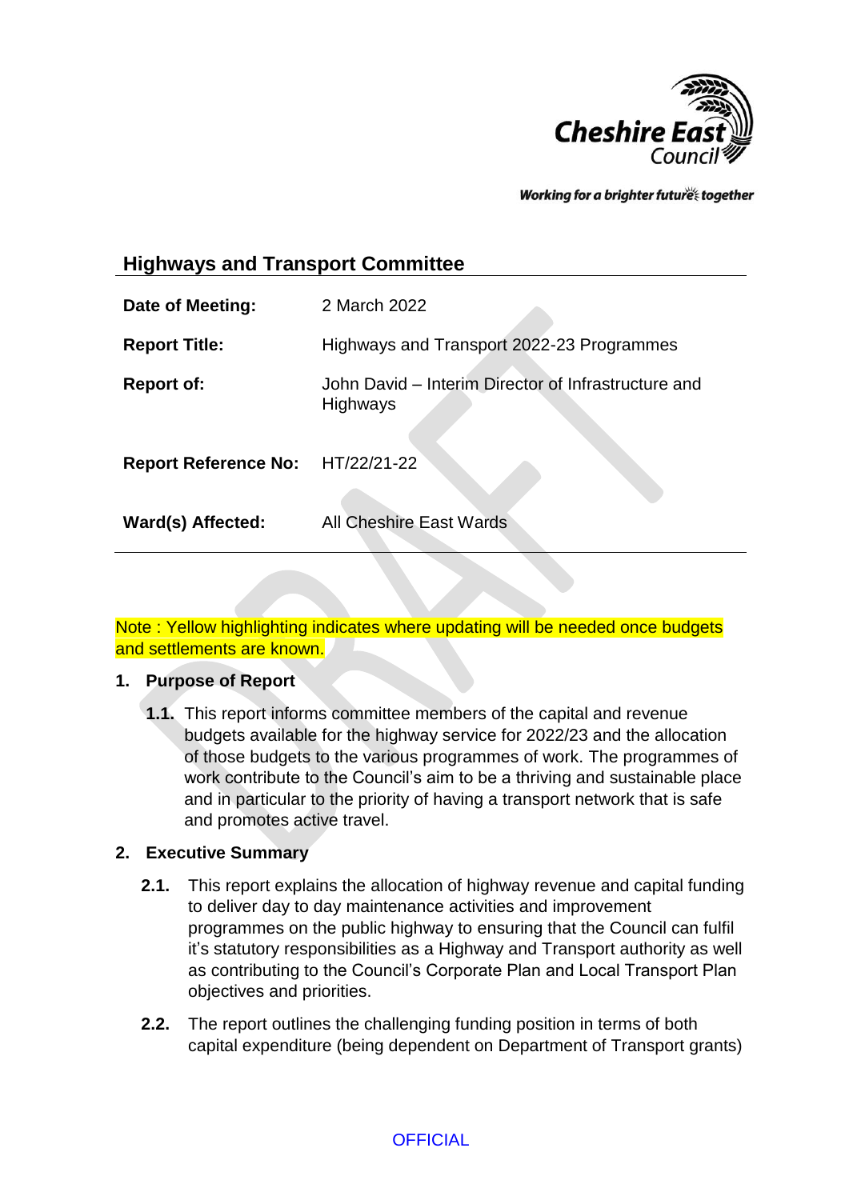## Highways and Transport Committee

| | |
|---|---|
| **Date of Meeting:** | 2 March 2022 |
| **Report Title:** | Highways and Transport 2022-23 Programmes |
| **Report of:** | John David – Interim Director of Infrastructure and Highways |
| **Report Reference No:** | HT/22/21-22 |
| **Ward(s) Affected:** | All Cheshire East Wards |

Note : Yellow highlighting indicates where updating will be needed once budgets and settlements are known.

### 1. Purpose of Report

**1.1.** This report informs committee members of the capital and revenue budgets available for the highway service for 2022/23 and the allocation of those budgets to the various programmes of work. The programmes of work contribute to the Council's aim to be a thriving and sustainable place and in particular to the priority of having a transport network that is safe and promotes active travel.

### 2. Executive Summary

**2.1.** This report explains the allocation of highway revenue and capital funding to deliver day to day maintenance activities and improvement programmes on the public highway to ensuring that the Council can fulfil it's statutory responsibilities as a Highway and Transport authority as well as contributing to the Council's Corporate Plan and Local Transport Plan objectives and priorities.

**2.2.** The report outlines the challenging funding position in terms of both capital expenditure (being dependent on Department of Transport grants)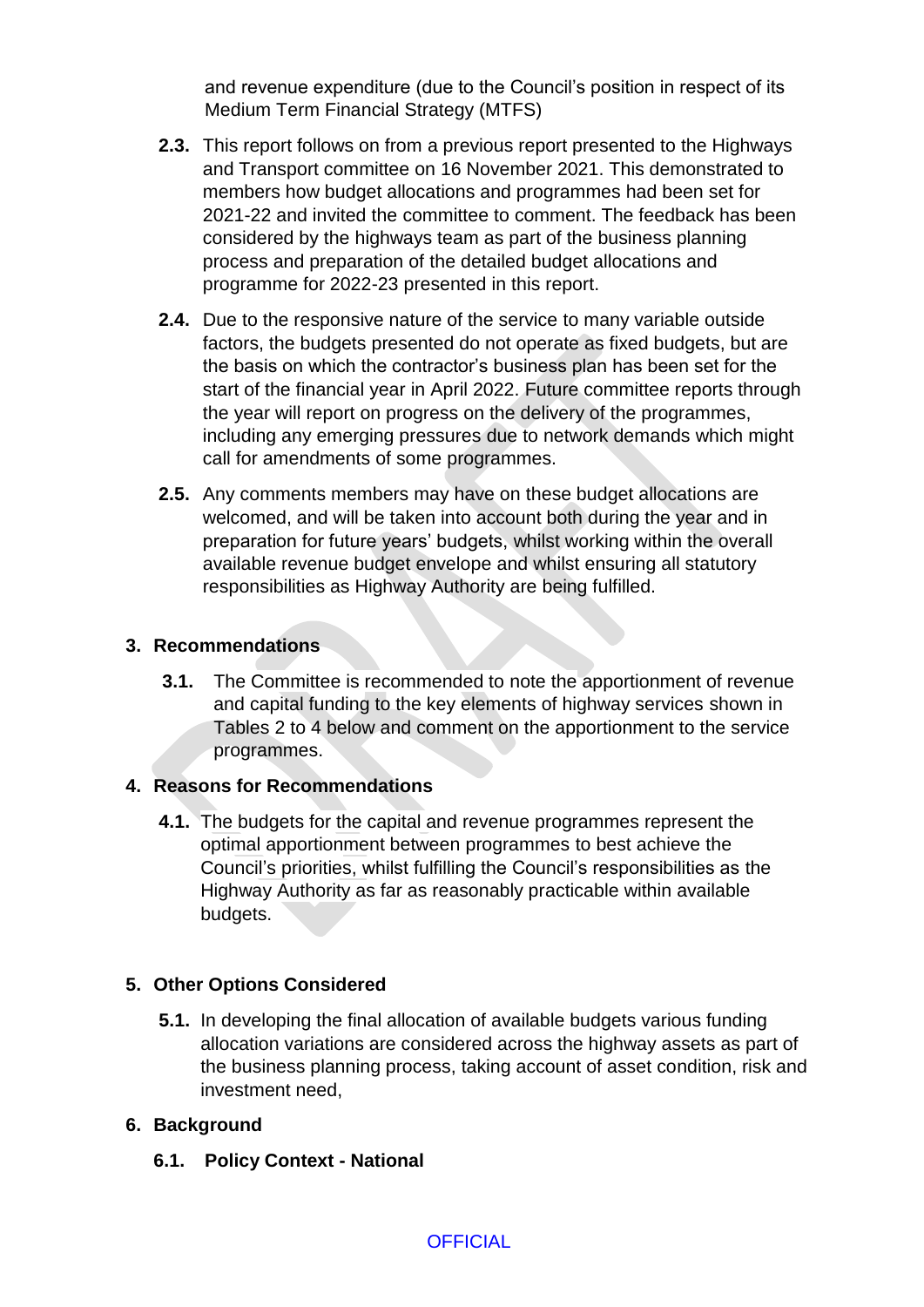and revenue expenditure (due to the Council's position in respect of its Medium Term Financial Strategy (MTFS)

**2.3.** This report follows on from a previous report presented to the Highways and Transport committee on 16 November 2021. This demonstrated to members how budget allocations and programmes had been set for 2021-22 and invited the committee to comment. The feedback has been considered by the highways team as part of the business planning process and preparation of the detailed budget allocations and programme for 2022-23 presented in this report.

**2.4.** Due to the responsive nature of the service to many variable outside factors, the budgets presented do not operate as fixed budgets, but are the basis on which the contractor's business plan has been set for the start of the financial year in April 2022. Future committee reports through the year will report on progress on the delivery of the programmes, including any emerging pressures due to network demands which might call for amendments of some programmes.

**2.5.** Any comments members may have on these budget allocations are welcomed, and will be taken into account both during the year and in preparation for future years' budgets, whilst working within the overall available revenue budget envelope and whilst ensuring all statutory responsibilities as Highway Authority are being fulfilled.

## 3. Recommendations

**3.1.** The Committee is recommended to note the apportionment of revenue and capital funding to the key elements of highway services shown in Tables 2 to 4 below and comment on the apportionment to the service programmes.

## 4. Reasons for Recommendations

**4.1.** The budgets for the capital and revenue programmes represent the optimal apportionment between programmes to best achieve the Council's priorities, whilst fulfilling the Council's responsibilities as the Highway Authority as far as reasonably practicable within available budgets.

## 5. Other Options Considered

**5.1.** In developing the final allocation of available budgets various funding allocation variations are considered across the highway assets as part of the business planning process, taking account of asset condition, risk and investment need,

## 6. Background

### 6.1. Policy Context - National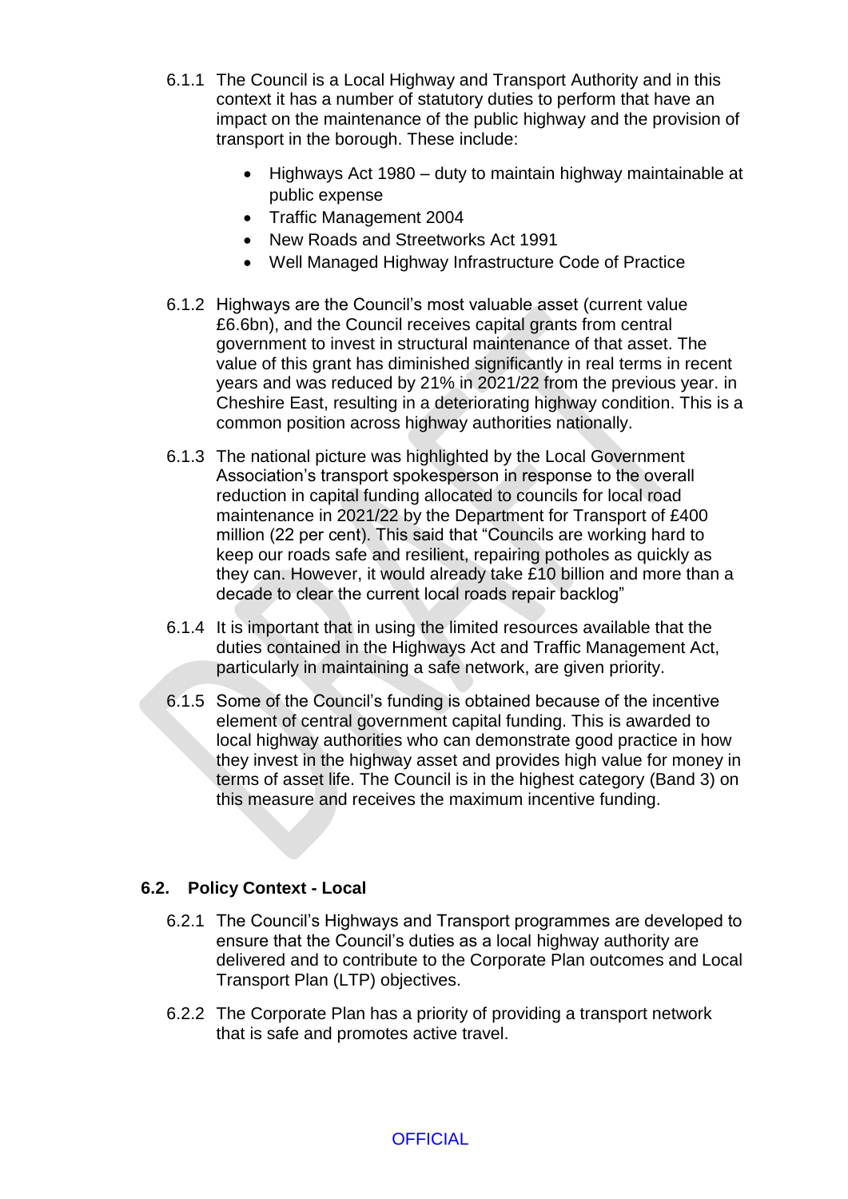6.1.1 The Council is a Local Highway and Transport Authority and in this context it has a number of statutory duties to perform that have an impact on the maintenance of the public highway and the provision of transport in the borough. These include:

- Highways Act 1980 – duty to maintain highway maintainable at public expense
- Traffic Management 2004
- New Roads and Streetworks Act 1991
- Well Managed Highway Infrastructure Code of Practice

6.1.2 Highways are the Council's most valuable asset (current value £6.6bn), and the Council receives capital grants from central government to invest in structural maintenance of that asset. The value of this grant has diminished significantly in real terms in recent years and was reduced by 21% in 2021/22 from the previous year. in Cheshire East, resulting in a deteriorating highway condition. This is a common position across highway authorities nationally.

6.1.3 The national picture was highlighted by the Local Government Association's transport spokesperson in response to the overall reduction in capital funding allocated to councils for local road maintenance in 2021/22 by the Department for Transport of £400 million (22 per cent). This said that "Councils are working hard to keep our roads safe and resilient, repairing potholes as quickly as they can. However, it would already take £10 billion and more than a decade to clear the current local roads repair backlog"

6.1.4 It is important that in using the limited resources available that the duties contained in the Highways Act and Traffic Management Act, particularly in maintaining a safe network, are given priority.

6.1.5 Some of the Council's funding is obtained because of the incentive element of central government capital funding. This is awarded to local highway authorities who can demonstrate good practice in how they invest in the highway asset and provides high value for money in terms of asset life. The Council is in the highest category (Band 3) on this measure and receives the maximum incentive funding.

### 6.2. Policy Context - Local

6.2.1 The Council's Highways and Transport programmes are developed to ensure that the Council's duties as a local highway authority are delivered and to contribute to the Corporate Plan outcomes and Local Transport Plan (LTP) objectives.

6.2.2 The Corporate Plan has a priority of providing a transport network that is safe and promotes active travel.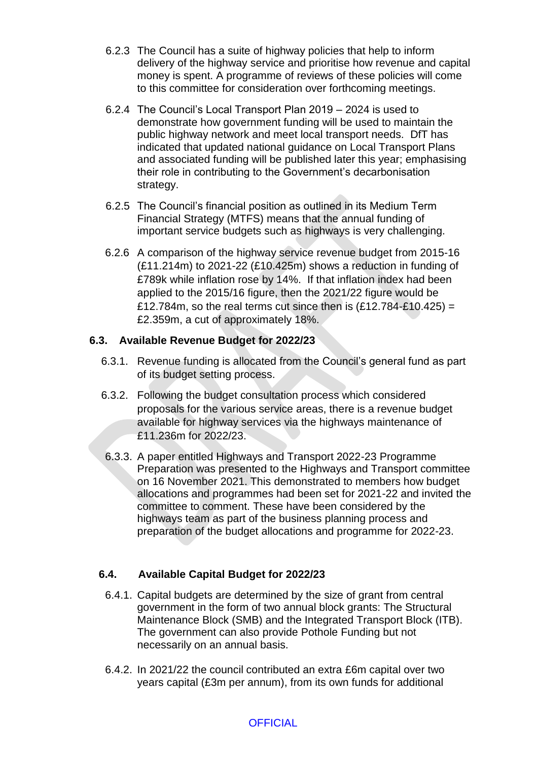6.2.3 The Council has a suite of highway policies that help to inform delivery of the highway service and prioritise how revenue and capital money is spent. A programme of reviews of these policies will come to this committee for consideration over forthcoming meetings.

6.2.4 The Council's Local Transport Plan 2019 – 2024 is used to demonstrate how government funding will be used to maintain the public highway network and meet local transport needs. DfT has indicated that updated national guidance on Local Transport Plans and associated funding will be published later this year; emphasising their role in contributing to the Government's decarbonisation strategy.

6.2.5 The Council's financial position as outlined in its Medium Term Financial Strategy (MTFS) means that the annual funding of important service budgets such as highways is very challenging.

6.2.6 A comparison of the highway service revenue budget from 2015-16 (£11.214m) to 2021-22 (£10.425m) shows a reduction in funding of £789k while inflation rose by 14%. If that inflation index had been applied to the 2015/16 figure, then the 2021/22 figure would be £12.784m, so the real terms cut since then is (£12.784-£10.425) = £2.359m, a cut of approximately 18%.

## 6.3. Available Revenue Budget for 2022/23

6.3.1. Revenue funding is allocated from the Council's general fund as part of its budget setting process.

6.3.2. Following the budget consultation process which considered proposals for the various service areas, there is a revenue budget available for highway services via the highways maintenance of £11.236m for 2022/23.

6.3.3. A paper entitled Highways and Transport 2022-23 Programme Preparation was presented to the Highways and Transport committee on 16 November 2021. This demonstrated to members how budget allocations and programmes had been set for 2021-22 and invited the committee to comment. These have been considered by the highways team as part of the business planning process and preparation of the budget allocations and programme for 2022-23.

## 6.4. Available Capital Budget for 2022/23

6.4.1. Capital budgets are determined by the size of grant from central government in the form of two annual block grants: The Structural Maintenance Block (SMB) and the Integrated Transport Block (ITB). The government can also provide Pothole Funding but not necessarily on an annual basis.

6.4.2. In 2021/22 the council contributed an extra £6m capital over two years capital (£3m per annum), from its own funds for additional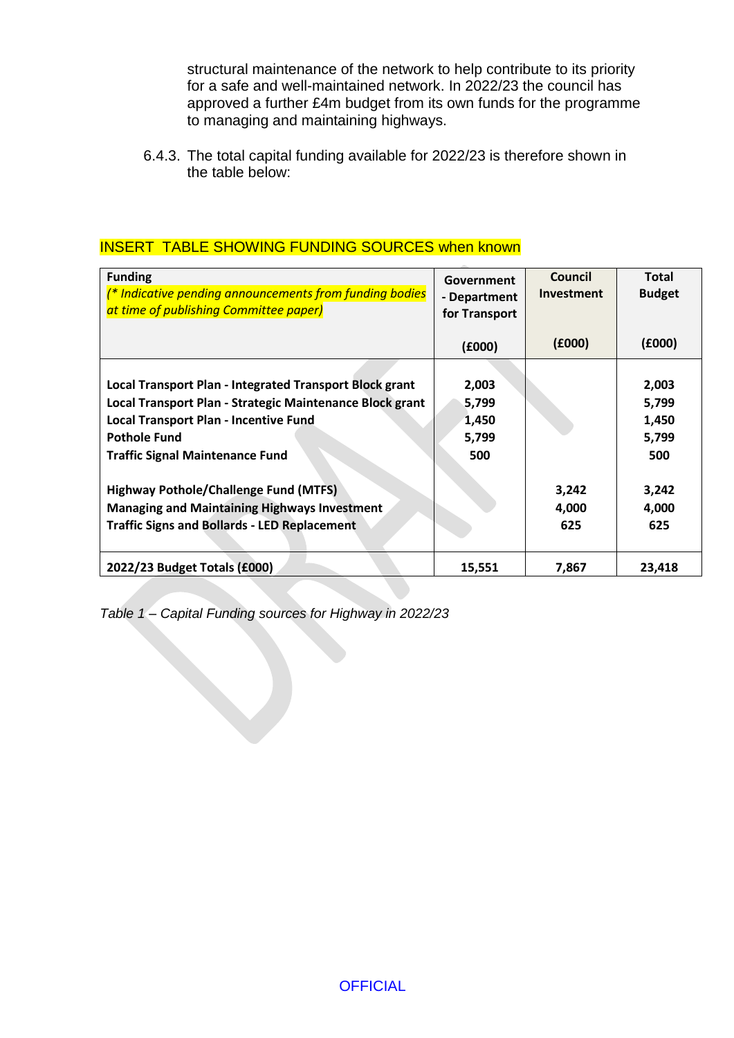structural maintenance of the network to help contribute to its priority for a safe and well-maintained network. In 2022/23 the council has approved a further £4m budget from its own funds for the programme to managing and maintaining highways.

6.4.3. The total capital funding available for 2022/23 is therefore shown in the table below:

INSERT TABLE SHOWING FUNDING SOURCES when known

| **Funding** *(* Indicative pending announcements from funding bodies at time of publishing Committee paper)* | **Government - Department for Transport (£000)** | **Council Investment (£000)** | **Total Budget (£000)** |
|---|---|---|---|
| **Local Transport Plan - Integrated Transport Block grant** | **2,003** | | **2,003** |
| **Local Transport Plan - Strategic Maintenance Block grant** | **5,799** | | **5,799** |
| **Local Transport Plan - Incentive Fund** | **1,450** | | **1,450** |
| **Pothole Fund** | **5,799** | | **5,799** |
| **Traffic Signal Maintenance Fund** | **500** | | **500** |
| **Highway Pothole/Challenge Fund (MTFS)** | | **3,242** | **3,242** |
| **Managing and Maintaining Highways Investment** | | **4,000** | **4,000** |
| **Traffic Signs and Bollards - LED Replacement** | | **625** | **625** |
| **2022/23 Budget Totals (£000)** | **15,551** | **7,867** | **23,418** |

*Table 1 – Capital Funding sources for Highway in 2022/23*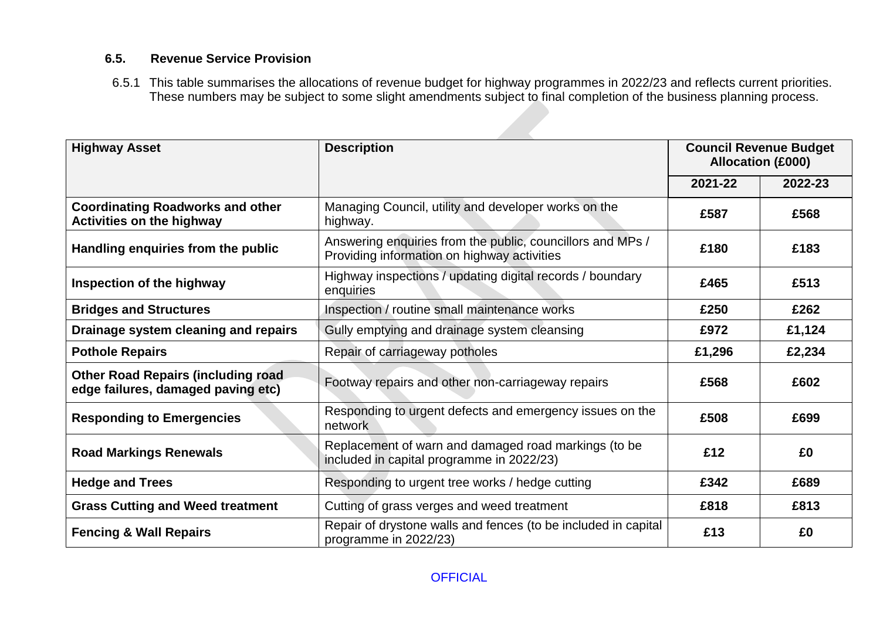### 6.5. Revenue Service Provision

6.5.1 This table summarises the allocations of revenue budget for highway programmes in 2022/23 and reflects current priorities. These numbers may be subject to some slight amendments subject to final completion of the business planning process.

| Highway Asset | Description | Council Revenue Budget Allocation (£000) | |
|---|---|---|---|
| | | 2021-22 | 2022-23 |
| **Coordinating Roadworks and other Activities on the highway** | Managing Council, utility and developer works on the highway. | **£587** | **£568** |
| **Handling enquiries from the public** | Answering enquiries from the public, councillors and MPs / Providing information on highway activities | **£180** | **£183** |
| **Inspection of the highway** | Highway inspections / updating digital records / boundary enquiries | **£465** | **£513** |
| **Bridges and Structures** | Inspection / routine small maintenance works | **£250** | **£262** |
| **Drainage system cleaning and repairs** | Gully emptying and drainage system cleansing | **£972** | **£1,124** |
| **Pothole Repairs** | Repair of carriageway potholes | **£1,296** | **£2,234** |
| **Other Road Repairs (including road edge failures, damaged paving etc)** | Footway repairs and other non-carriageway repairs | **£568** | **£602** |
| **Responding to Emergencies** | Responding to urgent defects and emergency issues on the network | **£508** | **£699** |
| **Road Markings Renewals** | Replacement of warn and damaged road markings (to be included in capital programme in 2022/23) | **£12** | **£0** |
| **Hedge and Trees** | Responding to urgent tree works / hedge cutting | **£342** | **£689** |
| **Grass Cutting and Weed treatment** | Cutting of grass verges and weed treatment | **£818** | **£813** |
| **Fencing & Wall Repairs** | Repair of drystone walls and fences (to be included in capital programme in 2022/23) | **£13** | **£0** |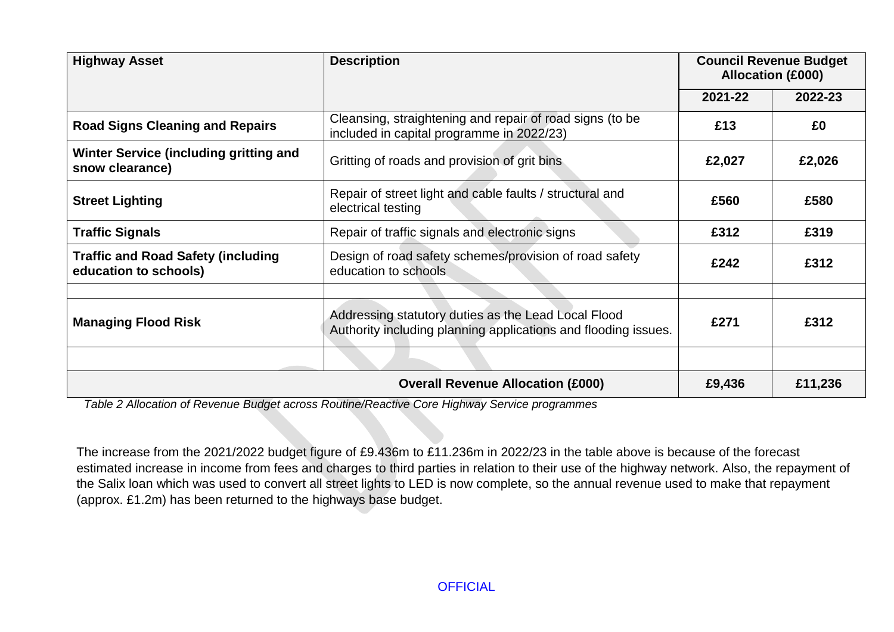| Highway Asset | Description | Council Revenue Budget Allocation (£000) | |
|---|---|---|---|
| | | 2021-22 | 2022-23 |
| **Road Signs Cleaning and Repairs** | Cleansing, straightening and repair of road signs (to be included in capital programme in 2022/23) | **£13** | **£0** |
| **Winter Service (including gritting and snow clearance)** | Gritting of roads and provision of grit bins | **£2,027** | **£2,026** |
| **Street Lighting** | Repair of street light and cable faults / structural and electrical testing | **£560** | **£580** |
| **Traffic Signals** | Repair of traffic signals and electronic signs | **£312** | **£319** |
| **Traffic and Road Safety (including education to schools)** | Design of road safety schemes/provision of road safety education to schools | **£242** | **£312** |
| | | | |
| **Managing Flood Risk** | Addressing statutory duties as the Lead Local Flood Authority including planning applications and flooding issues. | **£271** | **£312** |
| | | | |
| **Overall Revenue Allocation (£000)** | | **£9,436** | **£11,236** |

*Table 2 Allocation of Revenue Budget across Routine/Reactive Core Highway Service programmes*

The increase from the 2021/2022 budget figure of £9.436m to £11.236m in 2022/23 in the table above is because of the forecast estimated increase in income from fees and charges to third parties in relation to their use of the highway network. Also, the repayment of the Salix loan which was used to convert all street lights to LED is now complete, so the annual revenue used to make that repayment (approx. £1.2m) has been returned to the highways base budget.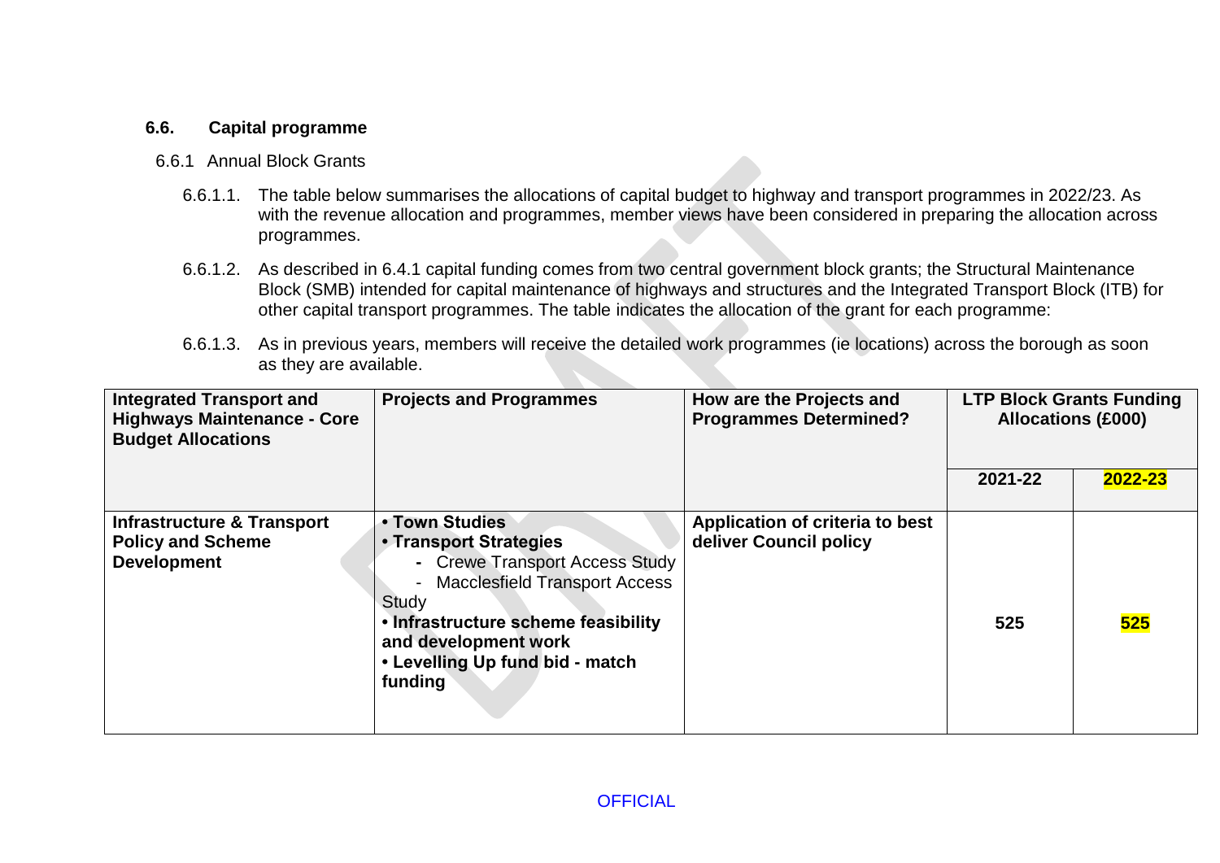## 6.6. Capital programme

6.6.1 Annual Block Grants

6.6.1.1. The table below summarises the allocations of capital budget to highway and transport programmes in 2022/23. As with the revenue allocation and programmes, member views have been considered in preparing the allocation across programmes.

6.6.1.2. As described in 6.4.1 capital funding comes from two central government block grants; the Structural Maintenance Block (SMB) intended for capital maintenance of highways and structures and the Integrated Transport Block (ITB) for other capital transport programmes. The table indicates the allocation of the grant for each programme:

6.6.1.3. As in previous years, members will receive the detailed work programmes (ie locations) across the borough as soon as they are available.

| **Integrated Transport and Highways Maintenance - Core Budget Allocations** | **Projects and Programmes** | **How are the Projects and Programmes Determined?** | **LTP Block Grants Funding Allocations (£000)** | |
|---|---|---|---|---|
| | | | **2021-22** | **2022-23** |
| **Infrastructure & Transport Policy and Scheme Development** | **• Town Studies**<br>**• Transport Strategies**<br>- Crewe Transport Access Study<br>- Macclesfield Transport Access Study<br>**• Infrastructure scheme feasibility and development work**<br>**• Levelling Up fund bid - match funding** | **Application of criteria to best deliver Council policy** | **525** | **525** |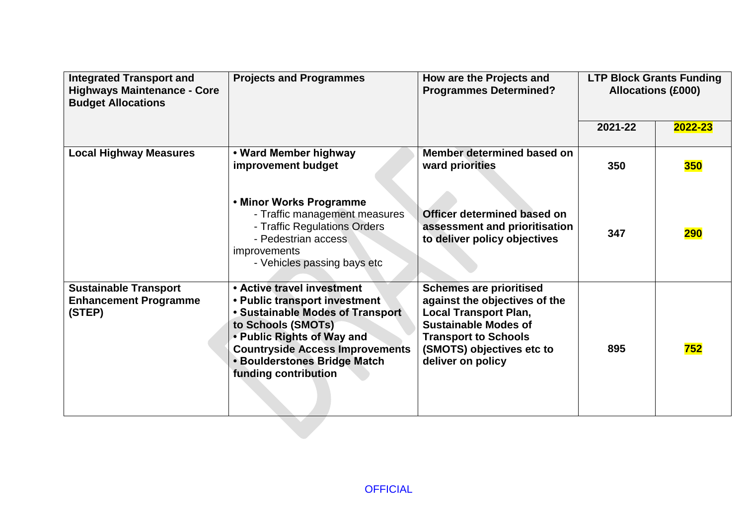| **Integrated Transport and Highways Maintenance - Core Budget Allocations** | **Projects and Programmes** | **How are the Projects and Programmes Determined?** | **LTP Block Grants Funding Allocations (£000)** | |
|---|---|---|---|---|
| | | | **2021-22** | **2022-23** |
| **Local Highway Measures** | **• Ward Member highway improvement budget** | **Member determined based on ward priorities** | **350** | **350** |
| | **• Minor Works Programme**<br>- Traffic management measures<br>- Traffic Regulations Orders<br>- Pedestrian access improvements<br>- Vehicles passing bays etc | **Officer determined based on assessment and prioritisation to deliver policy objectives** | **347** | **290** |
| **Sustainable Transport Enhancement Programme (STEP)** | **• Active travel investment**<br>**• Public transport investment**<br>**• Sustainable Modes of Transport to Schools (SMOTs)**<br>**• Public Rights of Way and Countryside Access Improvements**<br>**• Boulderstones Bridge Match funding contribution** | **Schemes are prioritised against the objectives of the Local Transport Plan, Sustainable Modes of Transport to Schools (SMOTS) objectives etc to deliver on policy** | **895** | **752** |

OFFICIAL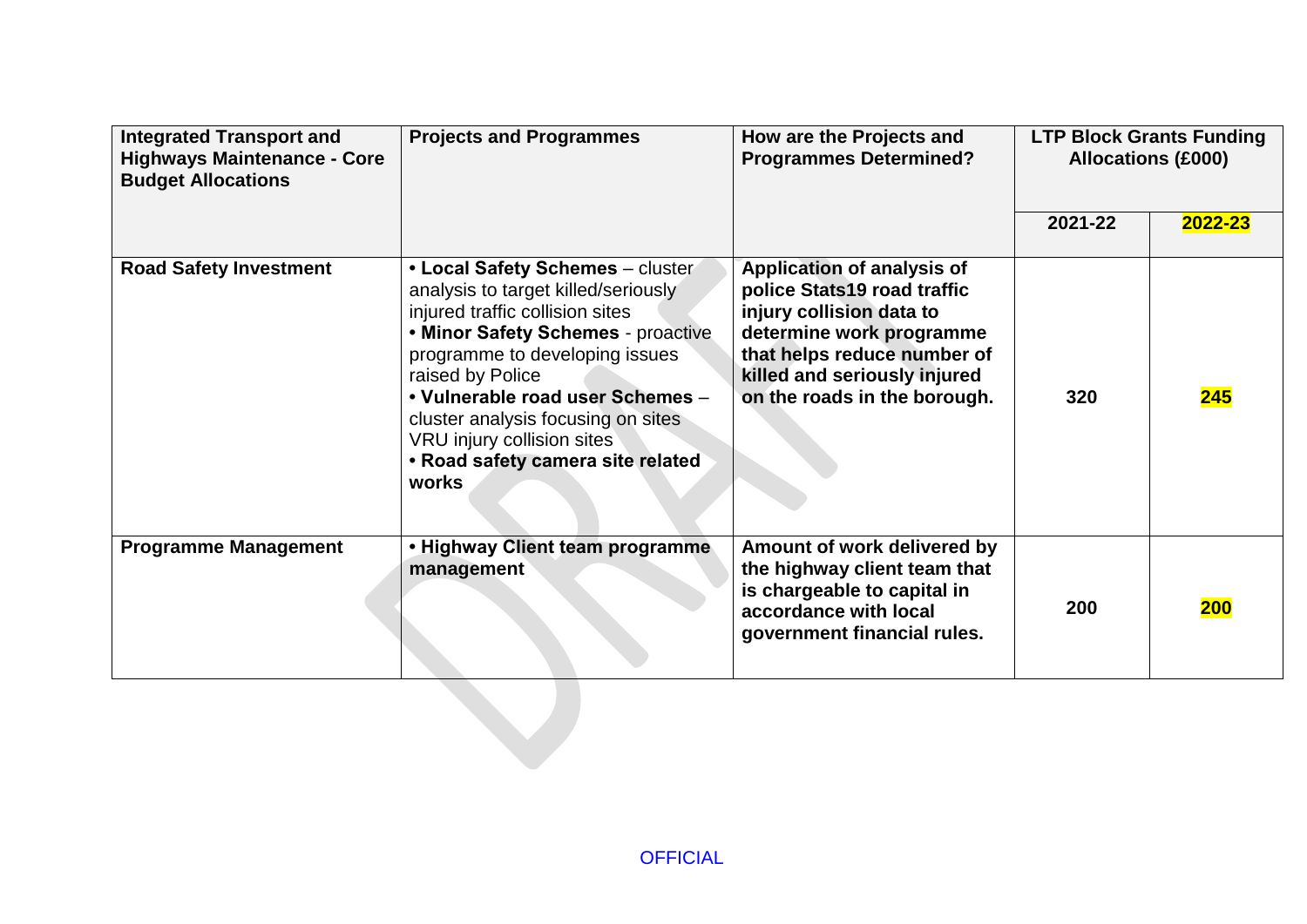| Integrated Transport and Highways Maintenance - Core Budget Allocations | Projects and Programmes | How are the Projects and Programmes Determined? | LTP Block Grants Funding Allocations (£000) | |
|---|---|---|---|---|
| | | | 2021-22 | 2022-23 |
| **Road Safety Investment** | • **Local Safety Schemes** – cluster analysis to target killed/seriously injured traffic collision sites<br>• **Minor Safety Schemes** - proactive programme to developing issues raised by Police<br>• **Vulnerable road user Schemes** – cluster analysis focusing on sites VRU injury collision sites<br>• **Road safety camera site related works** | **Application of analysis of police Stats19 road traffic injury collision data to determine work programme that helps reduce number of killed and seriously injured on the roads in the borough.** | **320** | **245** |
| **Programme Management** | • **Highway Client team programme management** | **Amount of work delivered by the highway client team that is chargeable to capital in accordance with local government financial rules.** | **200** | **200** |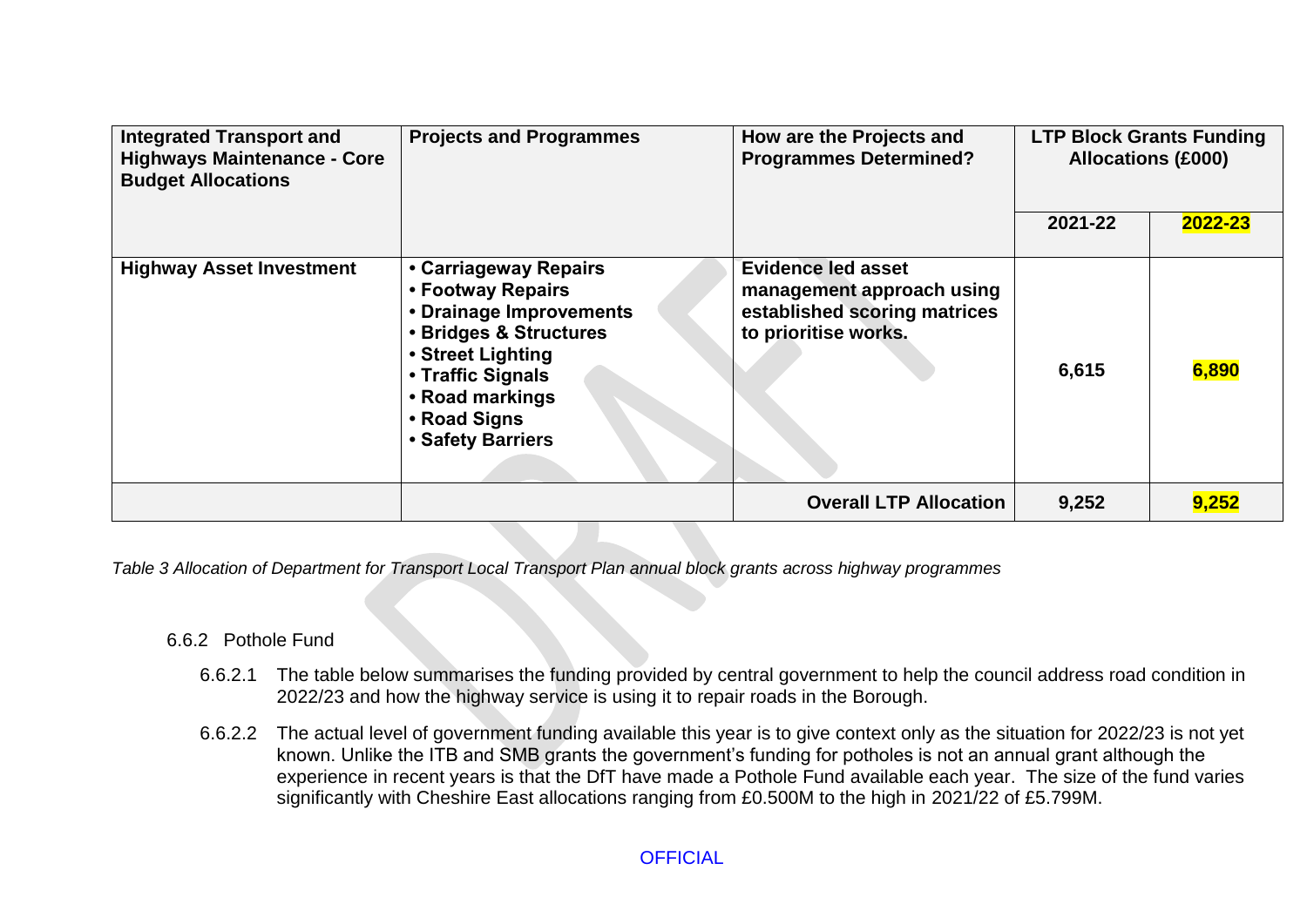| Integrated Transport and Highways Maintenance - Core Budget Allocations | Projects and Programmes | How are the Projects and Programmes Determined? | LTP Block Grants Funding Allocations (£000) | |
|---|---|---|---|---|
| | | | 2021-22 | 2022-23 |
| **Highway Asset Investment** | • Carriageway Repairs<br>• Footway Repairs<br>• Drainage Improvements<br>• Bridges & Structures<br>• Street Lighting<br>• Traffic Signals<br>• Road markings<br>• Road Signs<br>• Safety Barriers | Evidence led asset management approach using established scoring matrices to prioritise works. | 6,615 | 6,890 |
| | | **Overall LTP Allocation** | 9,252 | 9,252 |

*Table 3 Allocation of Department for Transport Local Transport Plan annual block grants across highway programmes*

6.6.2 Pothole Fund

6.6.2.1 The table below summarises the funding provided by central government to help the council address road condition in 2022/23 and how the highway service is using it to repair roads in the Borough.

6.6.2.2 The actual level of government funding available this year is to give context only as the situation for 2022/23 is not yet known. Unlike the ITB and SMB grants the government's funding for potholes is not an annual grant although the experience in recent years is that the DfT have made a Pothole Fund available each year. The size of the fund varies significantly with Cheshire East allocations ranging from £0.500M to the high in 2021/22 of £5.799M.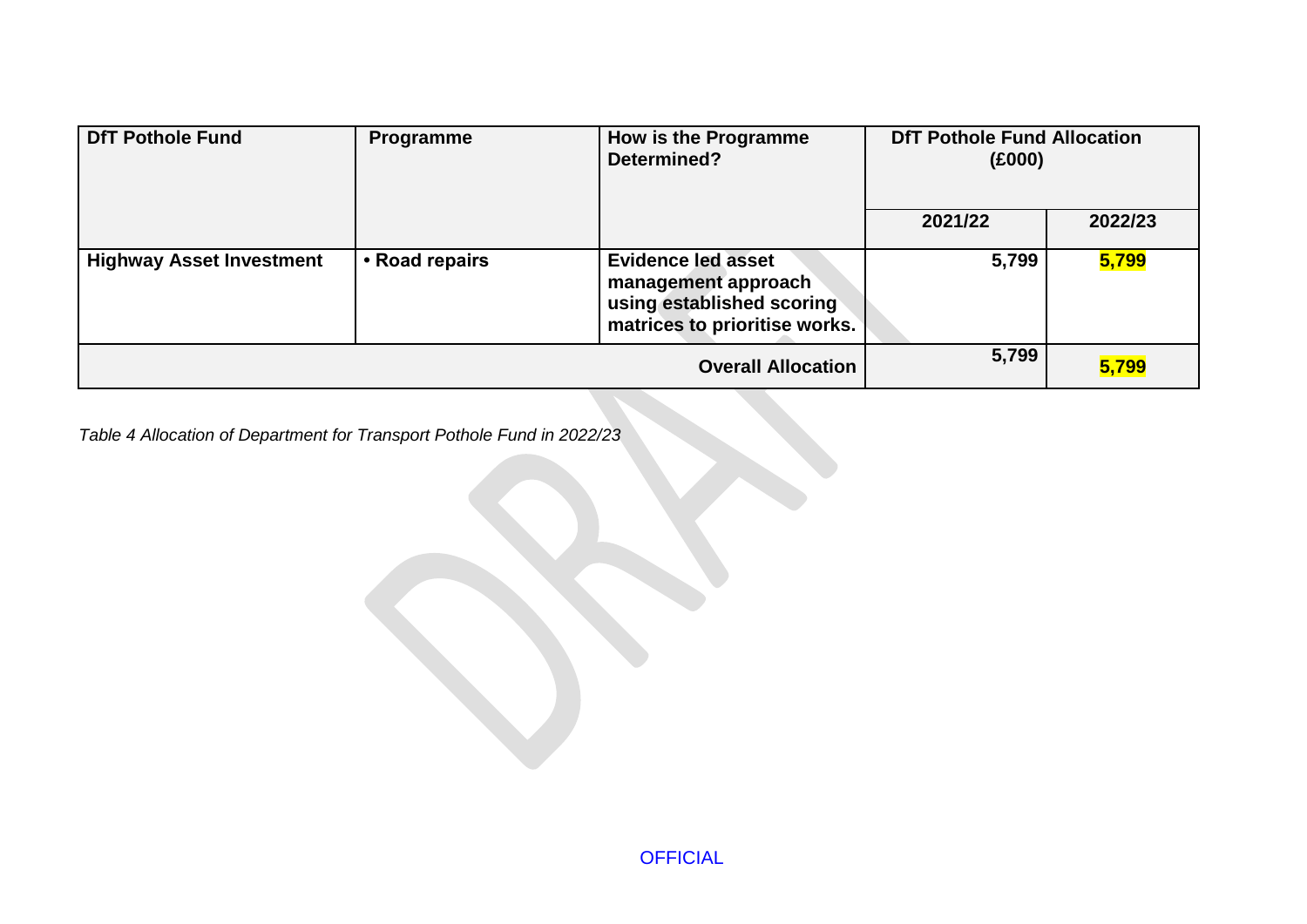| DfT Pothole Fund | Programme | How is the Programme Determined? | DfT Pothole Fund Allocation (£000) | |
|---|---|---|---|---|
| | | | 2021/22 | 2022/23 |
| **Highway Asset Investment** | **• Road repairs** | **Evidence led asset management approach using established scoring matrices to prioritise works.** | **5,799** | **5,799** |
| | | **Overall Allocation** | **5,799** | **5,799** |

*Table 4 Allocation of Department for Transport Pothole Fund in 2022/23*

OFFICIAL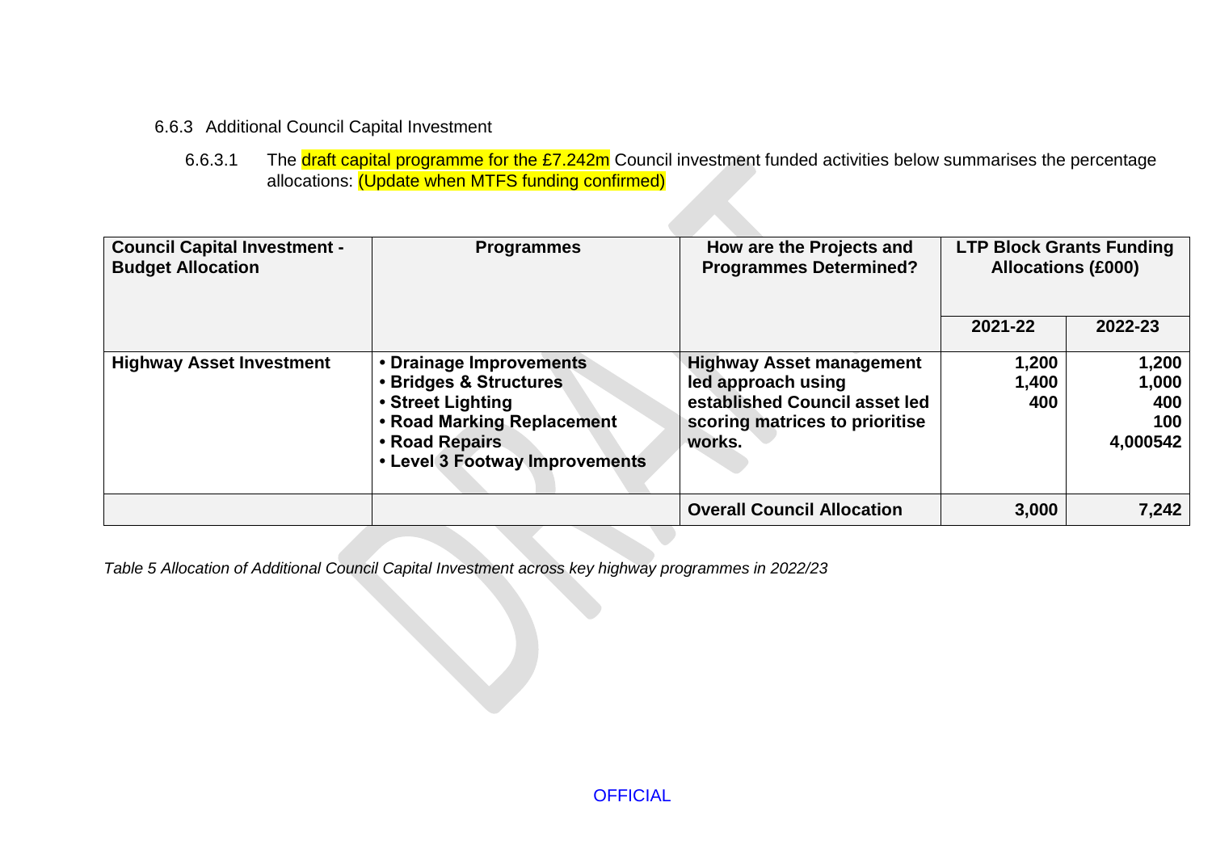### 6.6.3 Additional Council Capital Investment

6.6.3.1 The draft capital programme for the £7.242m Council investment funded activities below summarises the percentage allocations: (Update when MTFS funding confirmed)

| Council Capital Investment - Budget Allocation | Programmes | How are the Projects and Programmes Determined? | LTP Block Grants Funding Allocations (£000) | |
|---|---|---|---|---|
| | | | 2021-22 | 2022-23 |
| **Highway Asset Investment** | • Drainage Improvements<br>• Bridges & Structures<br>• Street Lighting<br>• Road Marking Replacement<br>• Road Repairs<br>• Level 3 Footway Improvements | Highway Asset management led approach using established Council asset led scoring matrices to prioritise works. | 1,200<br>1,400<br>400 | 1,200<br>1,000<br>400<br>100<br>4,000542 |
| | | **Overall Council Allocation** | **3,000** | **7,242** |

*Table 5 Allocation of Additional Council Capital Investment across key highway programmes in 2022/23*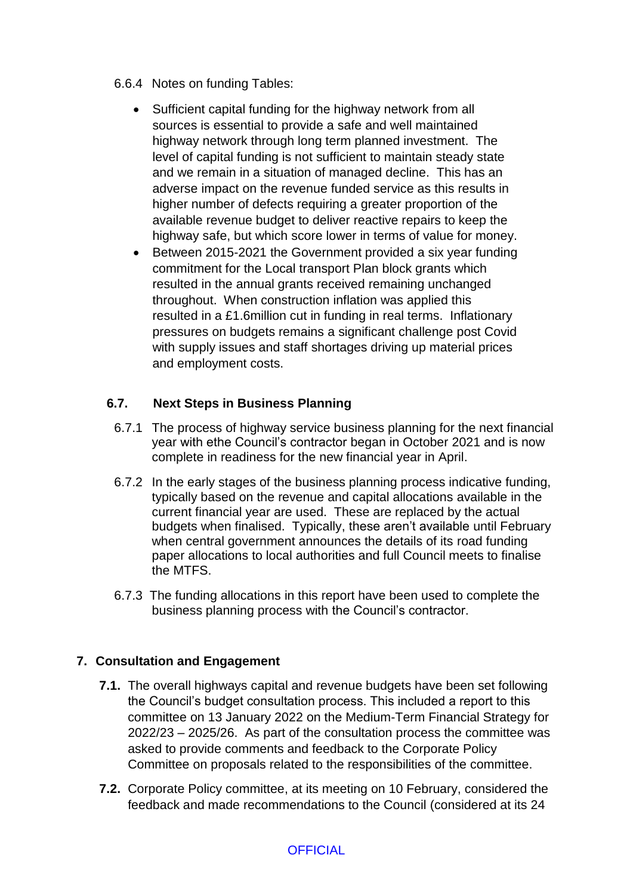6.6.4 Notes on funding Tables:

- Sufficient capital funding for the highway network from all sources is essential to provide a safe and well maintained highway network through long term planned investment. The level of capital funding is not sufficient to maintain steady state and we remain in a situation of managed decline. This has an adverse impact on the revenue funded service as this results in higher number of defects requiring a greater proportion of the available revenue budget to deliver reactive repairs to keep the highway safe, but which score lower in terms of value for money.
- Between 2015-2021 the Government provided a six year funding commitment for the Local transport Plan block grants which resulted in the annual grants received remaining unchanged throughout. When construction inflation was applied this resulted in a £1.6million cut in funding in real terms. Inflationary pressures on budgets remains a significant challenge post Covid with supply issues and staff shortages driving up material prices and employment costs.

### 6.7. Next Steps in Business Planning

6.7.1 The process of highway service business planning for the next financial year with ethe Council's contractor began in October 2021 and is now complete in readiness for the new financial year in April.

6.7.2 In the early stages of the business planning process indicative funding, typically based on the revenue and capital allocations available in the current financial year are used. These are replaced by the actual budgets when finalised. Typically, these aren't available until February when central government announces the details of its road funding paper allocations to local authorities and full Council meets to finalise the MTFS.

6.7.3 The funding allocations in this report have been used to complete the business planning process with the Council's contractor.

## 7. Consultation and Engagement

**7.1.** The overall highways capital and revenue budgets have been set following the Council's budget consultation process. This included a report to this committee on 13 January 2022 on the Medium-Term Financial Strategy for 2022/23 – 2025/26. As part of the consultation process the committee was asked to provide comments and feedback to the Corporate Policy Committee on proposals related to the responsibilities of the committee.

**7.2.** Corporate Policy committee, at its meeting on 10 February, considered the feedback and made recommendations to the Council (considered at its 24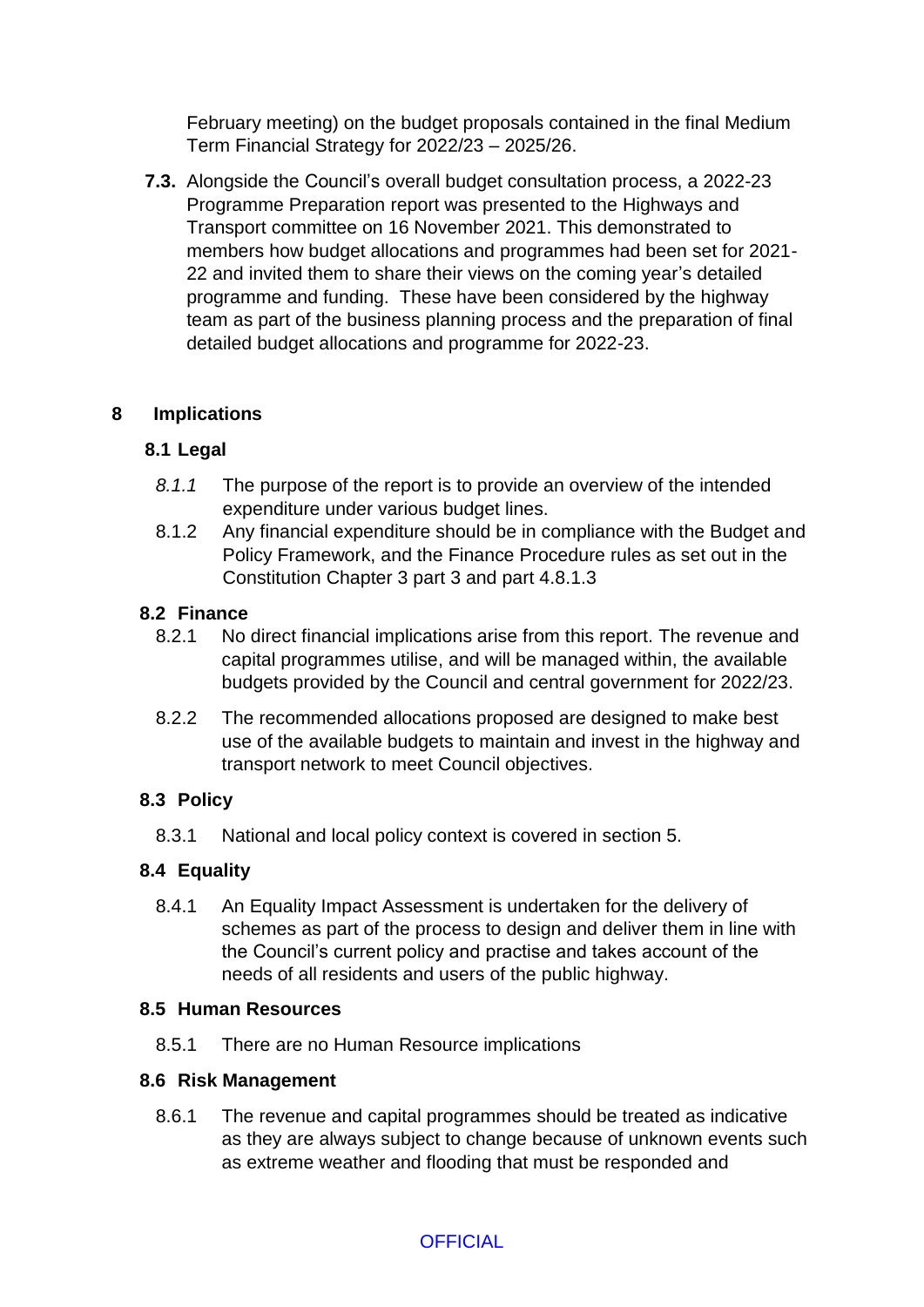February meeting) on the budget proposals contained in the final Medium Term Financial Strategy for 2022/23 – 2025/26.

**7.3.** Alongside the Council's overall budget consultation process, a 2022-23 Programme Preparation report was presented to the Highways and Transport committee on 16 November 2021. This demonstrated to members how budget allocations and programmes had been set for 2021-22 and invited them to share their views on the coming year's detailed programme and funding. These have been considered by the highway team as part of the business planning process and the preparation of final detailed budget allocations and programme for 2022-23.

## 8 Implications

### 8.1 Legal

*8.1.1* The purpose of the report is to provide an overview of the intended expenditure under various budget lines.

8.1.2 Any financial expenditure should be in compliance with the Budget and Policy Framework, and the Finance Procedure rules as set out in the Constitution Chapter 3 part 3 and part 4.8.1.3

### 8.2 Finance

8.2.1 No direct financial implications arise from this report. The revenue and capital programmes utilise, and will be managed within, the available budgets provided by the Council and central government for 2022/23.

8.2.2 The recommended allocations proposed are designed to make best use of the available budgets to maintain and invest in the highway and transport network to meet Council objectives.

### 8.3 Policy

8.3.1 National and local policy context is covered in section 5.

### 8.4 Equality

8.4.1 An Equality Impact Assessment is undertaken for the delivery of schemes as part of the process to design and deliver them in line with the Council's current policy and practise and takes account of the needs of all residents and users of the public highway.

### 8.5 Human Resources

8.5.1 There are no Human Resource implications

### 8.6 Risk Management

8.6.1 The revenue and capital programmes should be treated as indicative as they are always subject to change because of unknown events such as extreme weather and flooding that must be responded and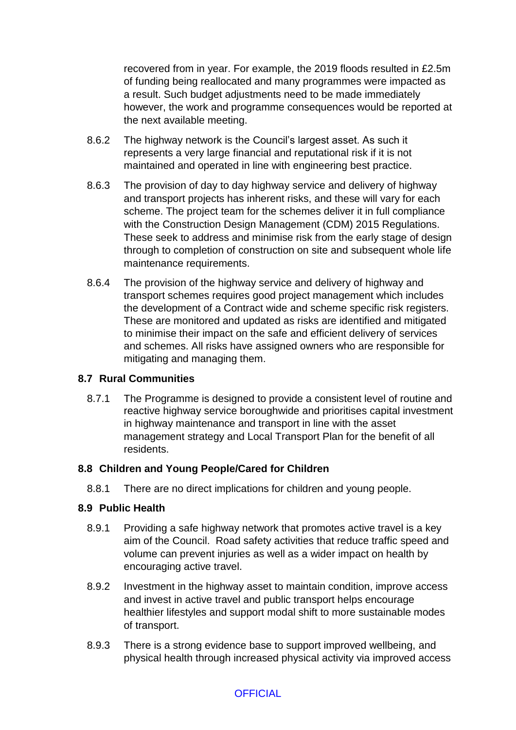recovered from in year. For example, the 2019 floods resulted in £2.5m of funding being reallocated and many programmes were impacted as a result. Such budget adjustments need to be made immediately however, the work and programme consequences would be reported at the next available meeting.

8.6.2 The highway network is the Council's largest asset. As such it represents a very large financial and reputational risk if it is not maintained and operated in line with engineering best practice.

8.6.3 The provision of day to day highway service and delivery of highway and transport projects has inherent risks, and these will vary for each scheme. The project team for the schemes deliver it in full compliance with the Construction Design Management (CDM) 2015 Regulations. These seek to address and minimise risk from the early stage of design through to completion of construction on site and subsequent whole life maintenance requirements.

8.6.4 The provision of the highway service and delivery of highway and transport schemes requires good project management which includes the development of a Contract wide and scheme specific risk registers. These are monitored and updated as risks are identified and mitigated to minimise their impact on the safe and efficient delivery of services and schemes. All risks have assigned owners who are responsible for mitigating and managing them.

### 8.7 Rural Communities

8.7.1 The Programme is designed to provide a consistent level of routine and reactive highway service boroughwide and prioritises capital investment in highway maintenance and transport in line with the asset management strategy and Local Transport Plan for the benefit of all residents.

### 8.8 Children and Young People/Cared for Children

8.8.1 There are no direct implications for children and young people.

### 8.9 Public Health

8.9.1 Providing a safe highway network that promotes active travel is a key aim of the Council. Road safety activities that reduce traffic speed and volume can prevent injuries as well as a wider impact on health by encouraging active travel.

8.9.2 Investment in the highway asset to maintain condition, improve access and invest in active travel and public transport helps encourage healthier lifestyles and support modal shift to more sustainable modes of transport.

8.9.3 There is a strong evidence base to support improved wellbeing, and physical health through increased physical activity via improved access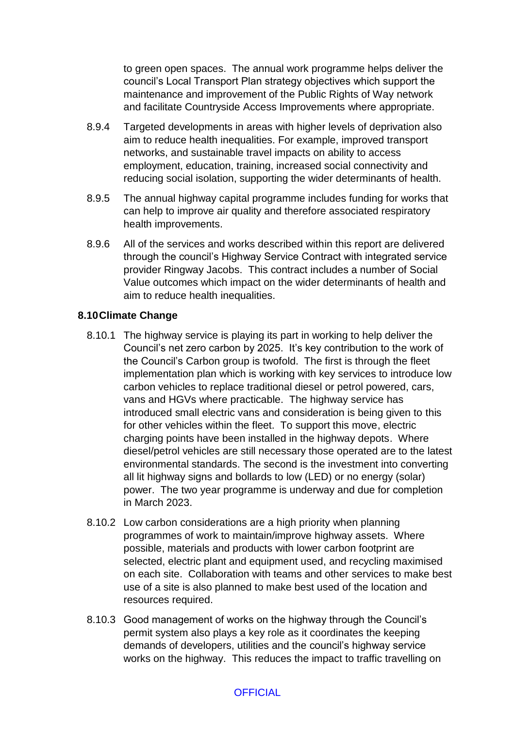to green open spaces. The annual work programme helps deliver the council's Local Transport Plan strategy objectives which support the maintenance and improvement of the Public Rights of Way network and facilitate Countryside Access Improvements where appropriate.

8.9.4 Targeted developments in areas with higher levels of deprivation also aim to reduce health inequalities. For example, improved transport networks, and sustainable travel impacts on ability to access employment, education, training, increased social connectivity and reducing social isolation, supporting the wider determinants of health.

8.9.5 The annual highway capital programme includes funding for works that can help to improve air quality and therefore associated respiratory health improvements.

8.9.6 All of the services and works described within this report are delivered through the council's Highway Service Contract with integrated service provider Ringway Jacobs. This contract includes a number of Social Value outcomes which impact on the wider determinants of health and aim to reduce health inequalities.

**8.10 Climate Change**

8.10.1 The highway service is playing its part in working to help deliver the Council's net zero carbon by 2025. It's key contribution to the work of the Council's Carbon group is twofold. The first is through the fleet implementation plan which is working with key services to introduce low carbon vehicles to replace traditional diesel or petrol powered, cars, vans and HGVs where practicable. The highway service has introduced small electric vans and consideration is being given to this for other vehicles within the fleet. To support this move, electric charging points have been installed in the highway depots. Where diesel/petrol vehicles are still necessary those operated are to the latest environmental standards. The second is the investment into converting all lit highway signs and bollards to low (LED) or no energy (solar) power. The two year programme is underway and due for completion in March 2023.

8.10.2 Low carbon considerations are a high priority when planning programmes of work to maintain/improve highway assets. Where possible, materials and products with lower carbon footprint are selected, electric plant and equipment used, and recycling maximised on each site. Collaboration with teams and other services to make best use of a site is also planned to make best used of the location and resources required.

8.10.3 Good management of works on the highway through the Council's permit system also plays a key role as it coordinates the keeping demands of developers, utilities and the council's highway service works on the highway. This reduces the impact to traffic travelling on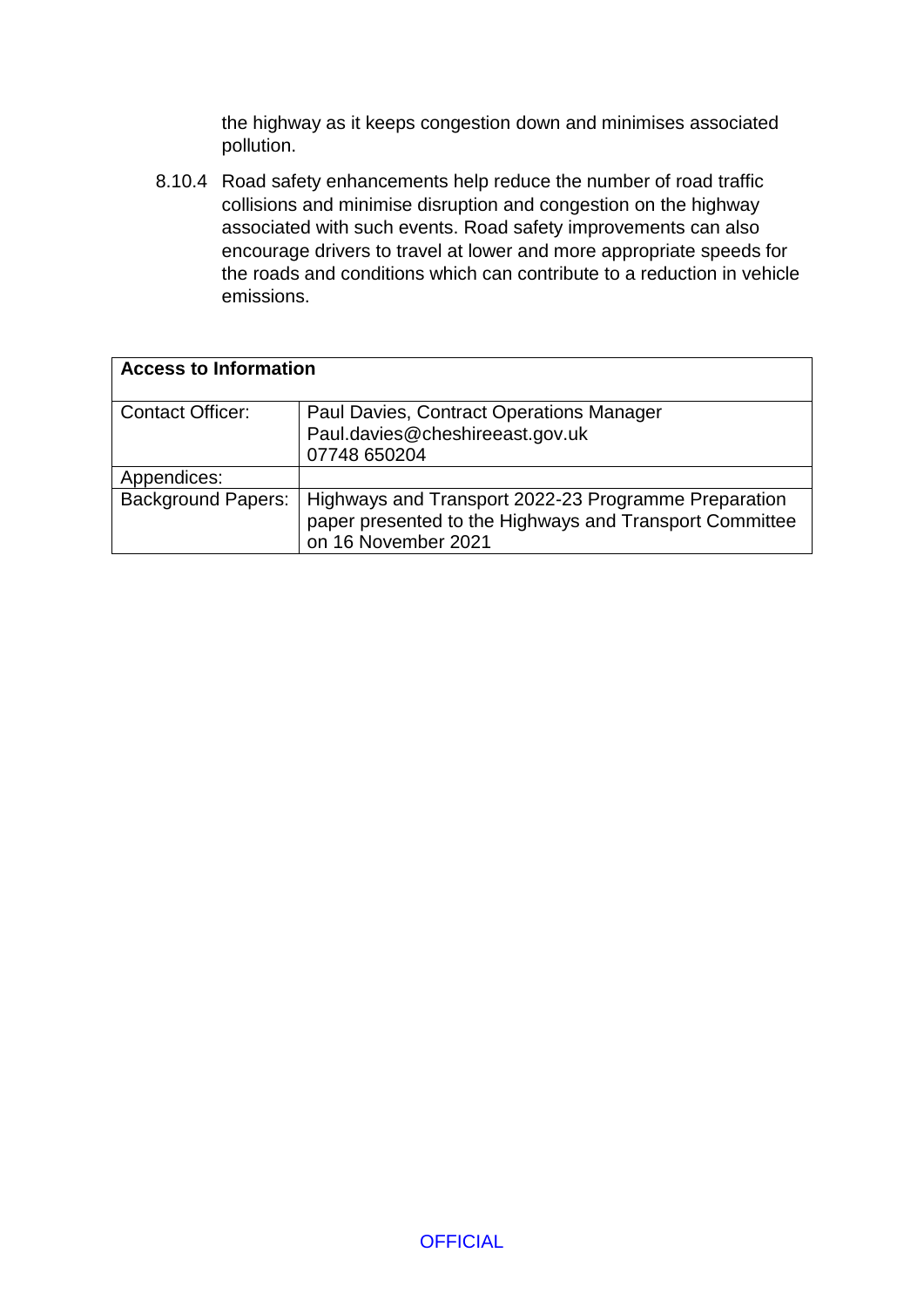the highway as it keeps congestion down and minimises associated pollution.

8.10.4 Road safety enhancements help reduce the number of road traffic collisions and minimise disruption and congestion on the highway associated with such events. Road safety improvements can also encourage drivers to travel at lower and more appropriate speeds for the roads and conditions which can contribute to a reduction in vehicle emissions.

| **Access to Information** | |
|---|---|
| Contact Officer: | Paul Davies, Contract Operations Manager<br>Paul.davies@cheshireeast.gov.uk<br>07748 650204 |
| Appendices: | |
| Background Papers: | Highways and Transport 2022-23 Programme Preparation paper presented to the Highways and Transport Committee on 16 November 2021 |